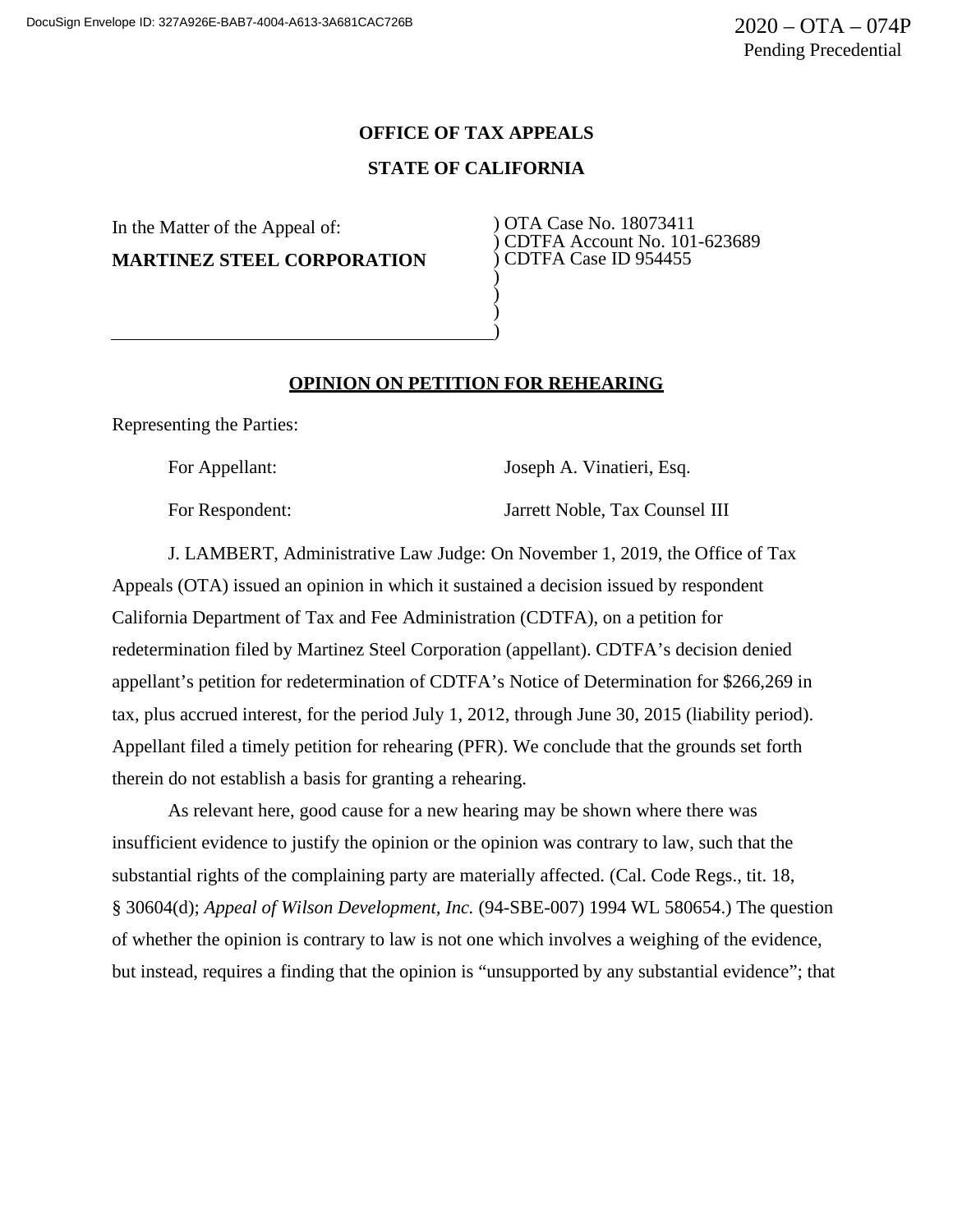2020 – OTA – 074P
Pending Precedential

**OFFICE OF TAX APPEALS**

**STATE OF CALIFORNIA**

| In the Matter of the Appeal of: | ) OTA Case No. 18073411 |
| --- | --- |
| **MARTINEZ STEEL CORPORATION** | ) CDTFA Account No. 101-623689 |
| | ) CDTFA Case ID 954455 |

**OPINION ON PETITION FOR REHEARING**

Representing the Parties:

For Appellant: Joseph A. Vinatieri, Esq.

For Respondent: Jarrett Noble, Tax Counsel III

J. LAMBERT, Administrative Law Judge: On November 1, 2019, the Office of Tax Appeals (OTA) issued an opinion in which it sustained a decision issued by respondent California Department of Tax and Fee Administration (CDTFA), on a petition for redetermination filed by Martinez Steel Corporation (appellant). CDTFA's decision denied appellant's petition for redetermination of CDTFA's Notice of Determination for $266,269 in tax, plus accrued interest, for the period July 1, 2012, through June 30, 2015 (liability period). Appellant filed a timely petition for rehearing (PFR). We conclude that the grounds set forth therein do not establish a basis for granting a rehearing.

As relevant here, good cause for a new hearing may be shown where there was insufficient evidence to justify the opinion or the opinion was contrary to law, such that the substantial rights of the complaining party are materially affected. (Cal. Code Regs., tit. 18, § 30604(d); *Appeal of Wilson Development, Inc.* (94-SBE-007) 1994 WL 580654.) The question of whether the opinion is contrary to law is not one which involves a weighing of the evidence, but instead, requires a finding that the opinion is "unsupported by any substantial evidence"; that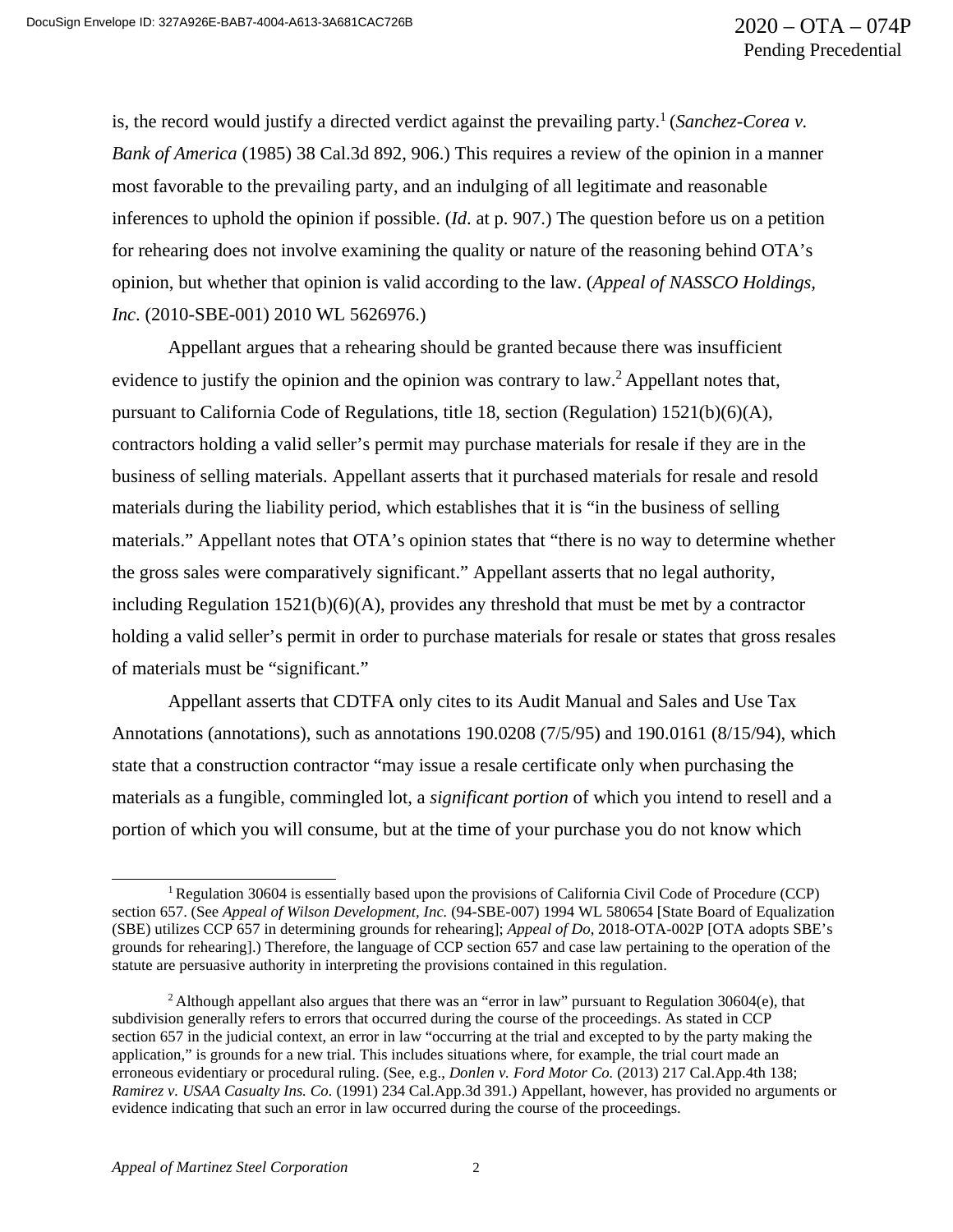is, the record would justify a directed verdict against the prevailing party.[1] (*Sanchez-Corea v. Bank of America* (1985) 38 Cal.3d 892, 906.) This requires a review of the opinion in a manner most favorable to the prevailing party, and an indulging of all legitimate and reasonable inferences to uphold the opinion if possible. (*Id*. at p. 907.) The question before us on a petition for rehearing does not involve examining the quality or nature of the reasoning behind OTA's opinion, but whether that opinion is valid according to the law. (*Appeal of NASSCO Holdings, Inc*. (2010-SBE-001) 2010 WL 5626976.)

Appellant argues that a rehearing should be granted because there was insufficient evidence to justify the opinion and the opinion was contrary to law.[2] Appellant notes that, pursuant to California Code of Regulations, title 18, section (Regulation) 1521(b)(6)(A), contractors holding a valid seller's permit may purchase materials for resale if they are in the business of selling materials. Appellant asserts that it purchased materials for resale and resold materials during the liability period, which establishes that it is "in the business of selling materials." Appellant notes that OTA's opinion states that "there is no way to determine whether the gross sales were comparatively significant." Appellant asserts that no legal authority, including Regulation 1521(b)(6)(A), provides any threshold that must be met by a contractor holding a valid seller's permit in order to purchase materials for resale or states that gross resales of materials must be "significant."

Appellant asserts that CDTFA only cites to its Audit Manual and Sales and Use Tax Annotations (annotations), such as annotations 190.0208 (7/5/95) and 190.0161 (8/15/94), which state that a construction contractor "may issue a resale certificate only when purchasing the materials as a fungible, commingled lot, a *significant portion* of which you intend to resell and a portion of which you will consume, but at the time of your purchase you do not know which

---

[1] Regulation 30604 is essentially based upon the provisions of California Civil Code of Procedure (CCP) section 657. (See *Appeal of Wilson Development, Inc.* (94-SBE-007) 1994 WL 580654 [State Board of Equalization (SBE) utilizes CCP 657 in determining grounds for rehearing]; *Appeal of Do*, 2018-OTA-002P [OTA adopts SBE's grounds for rehearing].) Therefore, the language of CCP section 657 and case law pertaining to the operation of the statute are persuasive authority in interpreting the provisions contained in this regulation.

[2] Although appellant also argues that there was an "error in law" pursuant to Regulation 30604(e), that subdivision generally refers to errors that occurred during the course of the proceedings. As stated in CCP section 657 in the judicial context, an error in law "occurring at the trial and excepted to by the party making the application," is grounds for a new trial. This includes situations where, for example, the trial court made an erroneous evidentiary or procedural ruling. (See, e.g., *Donlen v. Ford Motor Co.* (2013) 217 Cal.App.4th 138; *Ramirez v. USAA Casualty Ins. Co.* (1991) 234 Cal.App.3d 391.) Appellant, however, has provided no arguments or evidence indicating that such an error in law occurred during the course of the proceedings.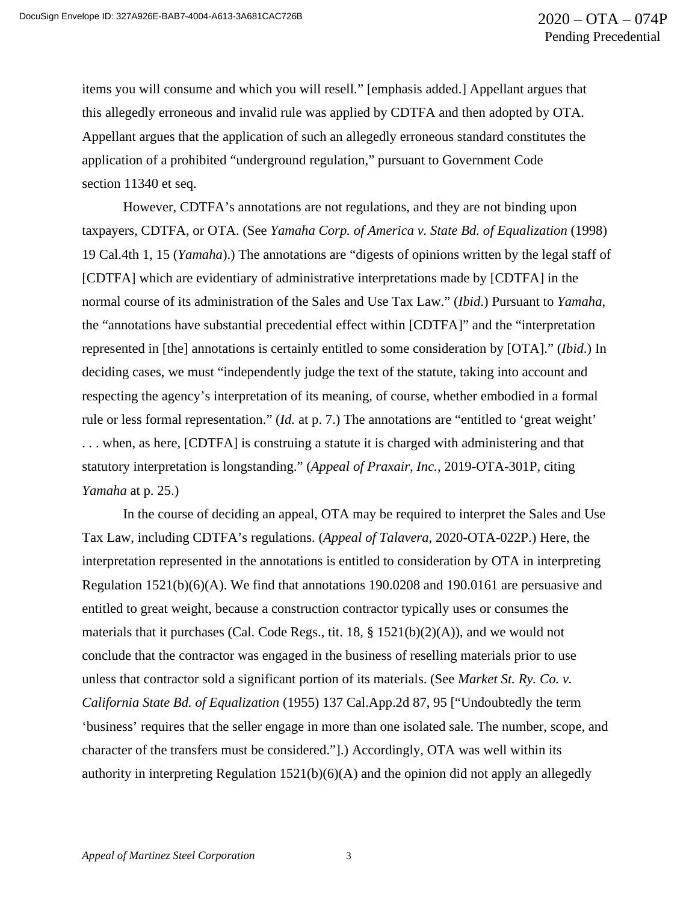items you will consume and which you will resell." [emphasis added.] Appellant argues that this allegedly erroneous and invalid rule was applied by CDTFA and then adopted by OTA. Appellant argues that the application of such an allegedly erroneous standard constitutes the application of a prohibited "underground regulation," pursuant to Government Code section 11340 et seq.

However, CDTFA's annotations are not regulations, and they are not binding upon taxpayers, CDTFA, or OTA. (See *Yamaha Corp. of America v. State Bd. of Equalization* (1998) 19 Cal.4th 1, 15 (*Yamaha*).) The annotations are "digests of opinions written by the legal staff of [CDTFA] which are evidentiary of administrative interpretations made by [CDTFA] in the normal course of its administration of the Sales and Use Tax Law." (*Ibid.*) Pursuant to *Yamaha*, the "annotations have substantial precedential effect within [CDTFA]" and the "interpretation represented in [the] annotations is certainly entitled to some consideration by [OTA]." (*Ibid.*) In deciding cases, we must "independently judge the text of the statute, taking into account and respecting the agency's interpretation of its meaning, of course, whether embodied in a formal rule or less formal representation." (*Id.* at p. 7.) The annotations are "entitled to 'great weight' . . . when, as here, [CDTFA] is construing a statute it is charged with administering and that statutory interpretation is longstanding." (*Appeal of Praxair, Inc.*, 2019-OTA-301P, citing *Yamaha* at p. 25.)

In the course of deciding an appeal, OTA may be required to interpret the Sales and Use Tax Law, including CDTFA's regulations. (*Appeal of Talavera*, 2020-OTA-022P.) Here, the interpretation represented in the annotations is entitled to consideration by OTA in interpreting Regulation 1521(b)(6)(A). We find that annotations 190.0208 and 190.0161 are persuasive and entitled to great weight, because a construction contractor typically uses or consumes the materials that it purchases (Cal. Code Regs., tit. 18, § 1521(b)(2)(A)), and we would not conclude that the contractor was engaged in the business of reselling materials prior to use unless that contractor sold a significant portion of its materials. (See *Market St. Ry. Co. v. California State Bd. of Equalization* (1955) 137 Cal.App.2d 87, 95 ["Undoubtedly the term 'business' requires that the seller engage in more than one isolated sale. The number, scope, and character of the transfers must be considered."].) Accordingly, OTA was well within its authority in interpreting Regulation 1521(b)(6)(A) and the opinion did not apply an allegedly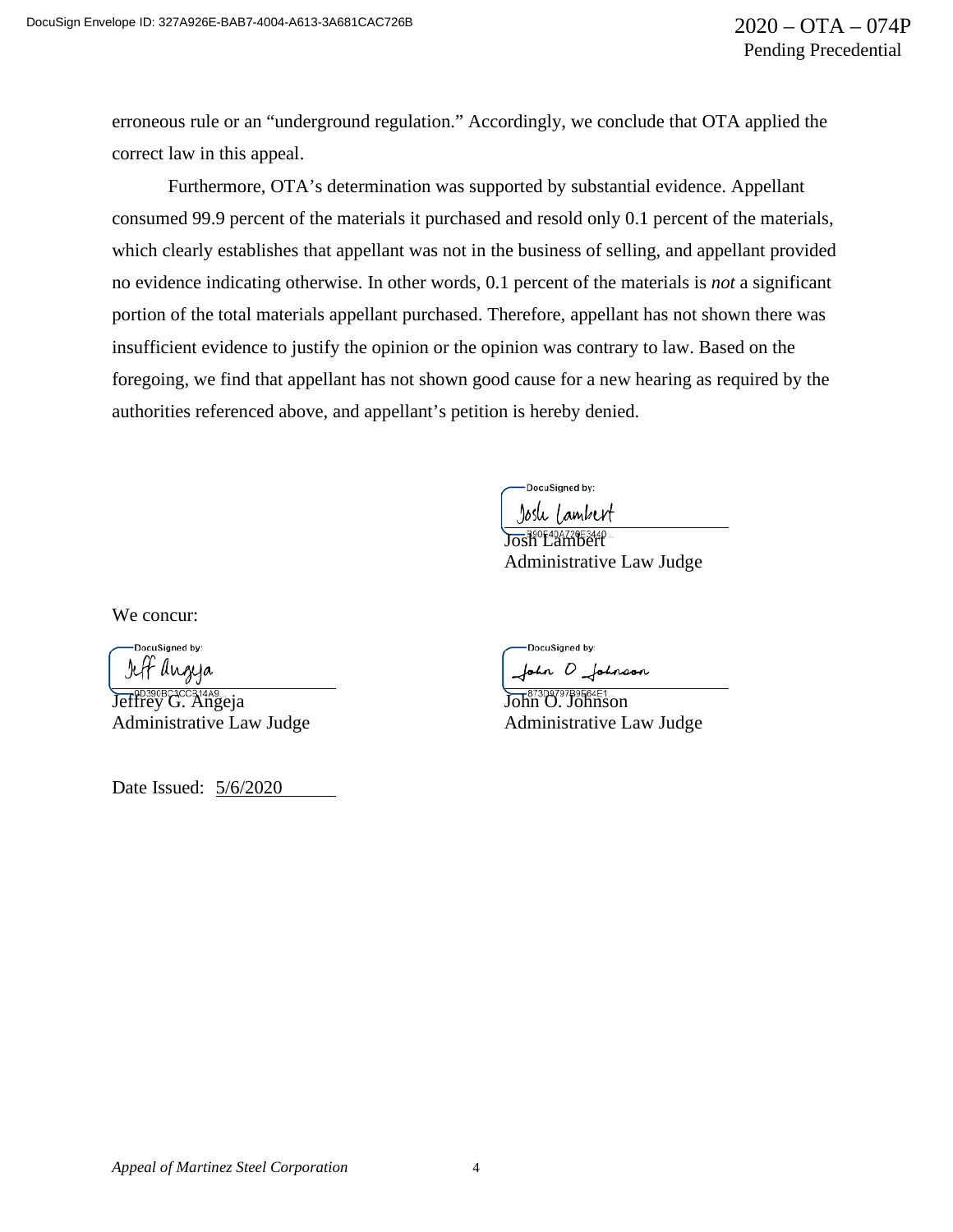erroneous rule or an “underground regulation.” Accordingly, we conclude that OTA applied the correct law in this appeal.

Furthermore, OTA’s determination was supported by substantial evidence. Appellant consumed 99.9 percent of the materials it purchased and resold only 0.1 percent of the materials, which clearly establishes that appellant was not in the business of selling, and appellant provided no evidence indicating otherwise. In other words, 0.1 percent of the materials is *not* a significant portion of the total materials appellant purchased. Therefore, appellant has not shown there was insufficient evidence to justify the opinion or the opinion was contrary to law. Based on the foregoing, we find that appellant has not shown good cause for a new hearing as required by the authorities referenced above, and appellant’s petition is hereby denied.

DocuSigned by:
Josh Lambert
Josh Lambert
Administrative Law Judge

We concur:

DocuSigned by:
Jeff Angeja
Jeffrey G. Angeja
Administrative Law Judge

DocuSigned by:
John O Johnson
John O. Johnson
Administrative Law Judge

Date Issued: 5/6/2020